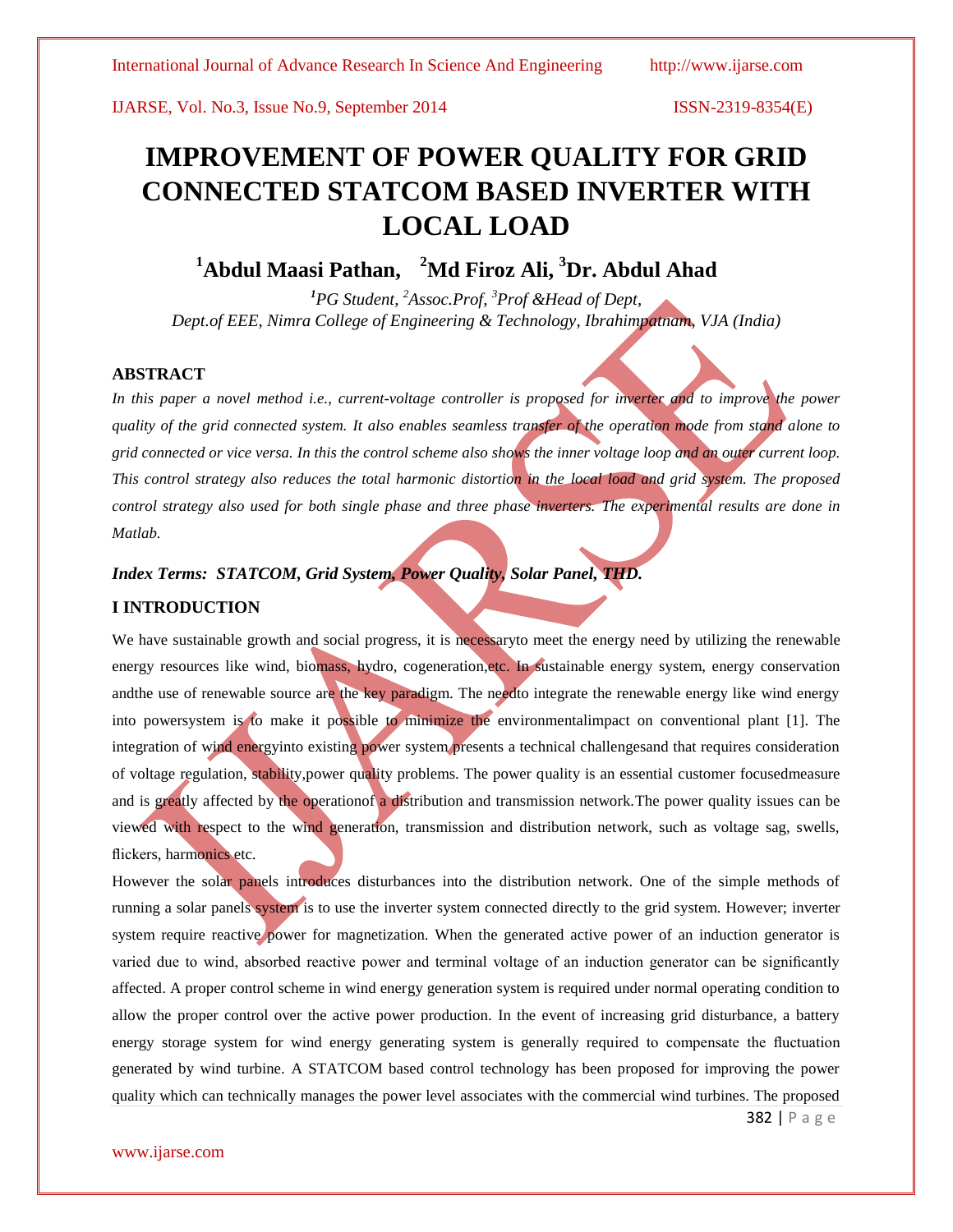# IMPROVEMENT OF POWER QUALITY FOR GRID CONNECTED STATCOM BASED INVERTER WITH LOCAL LOAD

**[1]Abdul Maasi Pathan, [2]Md Firoz Ali, [3]Dr. Abdul Ahad**

*[1]PG Student, [2]Assoc.Prof, [3]Prof &Head of Dept,*
*Dept.of EEE, Nimra College of Engineering & Technology, Ibrahimpatnam, VJA (India)*

## ABSTRACT

*In this paper a novel method i.e., current-voltage controller is proposed for inverter and to improve the power quality of the grid connected system. It also enables seamless transfer of the operation mode from stand alone to grid connected or vice versa. In this the control scheme also shows the inner voltage loop and an outer current loop. This control strategy also reduces the total harmonic distortion in the local load and grid system. The proposed control strategy also used for both single phase and three phase inverters. The experimental results are done in Matlab.*

***Index Terms: STATCOM, Grid System, Power Quality, Solar Panel, THD.***

## I INTRODUCTION

We have sustainable growth and social progress, it is necessaryto meet the energy need by utilizing the renewable energy resources like wind, biomass, hydro, cogeneration,etc. In sustainable energy system, energy conservation andthe use of renewable source are the key paradigm. The needto integrate the renewable energy like wind energy into powersystem is to make it possible to minimize the environmentalimpact on conventional plant [1]. The integration of wind energyinto existing power system presents a technical challengesand that requires consideration of voltage regulation, stability,power quality problems. The power quality is an essential customer focusedmeasure and is greatly affected by the operationof a distribution and transmission network.The power quality issues can be viewed with respect to the wind generation, transmission and distribution network, such as voltage sag, swells, flickers, harmonics etc.

However the solar panels introduces disturbances into the distribution network. One of the simple methods of running a solar panels system is to use the inverter system connected directly to the grid system. However; inverter system require reactive power for magnetization. When the generated active power of an induction generator is varied due to wind, absorbed reactive power and terminal voltage of an induction generator can be significantly affected. A proper control scheme in wind energy generation system is required under normal operating condition to allow the proper control over the active power production. In the event of increasing grid disturbance, a battery energy storage system for wind energy generating system is generally required to compensate the fluctuation generated by wind turbine. A STATCOM based control technology has been proposed for improving the power quality which can technically manages the power level associates with the commercial wind turbines. The proposed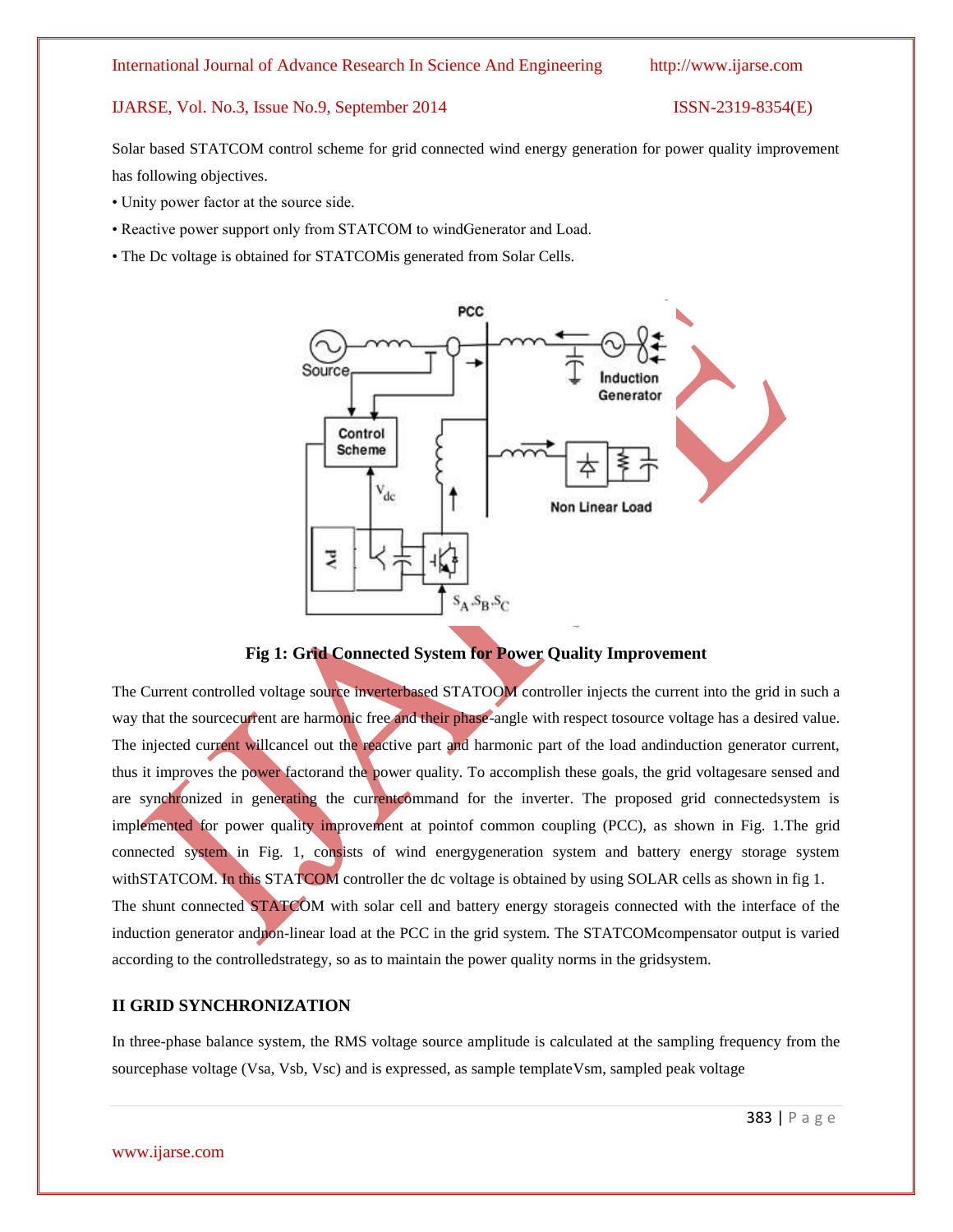Solar based STATCOM control scheme for grid connected wind energy generation for power quality improvement has following objectives.

• Unity power factor at the source side.

• Reactive power support only from STATCOM to windGenerator and Load.

• The Dc voltage is obtained for STATCOMis generated from Solar Cells.

**Fig 1: Grid Connected System for Power Quality Improvement**

The Current controlled voltage source inverterbased STATOOM controller injects the current into the grid in such a way that the sourcecurrent are harmonic free and their phase-angle with respect tosource voltage has a desired value. The injected current willcancel out the reactive part and harmonic part of the load andinduction generator current, thus it improves the power factorand the power quality. To accomplish these goals, the grid voltagesare sensed and are synchronized in generating the currentcommand for the inverter. The proposed grid connectedsystem is implemented for power quality improvement at pointof common coupling (PCC), as shown in Fig. 1.The grid connected system in Fig. 1, consists of wind energygeneration system and battery energy storage system withSTATCOM. In this STATCOM controller the dc voltage is obtained by using SOLAR cells as shown in fig 1.

The shunt connected STATCOM with solar cell and battery energy storageis connected with the interface of the induction generator andnon-linear load at the PCC in the grid system. The STATCOMcompensator output is varied according to the controlledstrategy, so as to maintain the power quality norms in the gridsystem.

## II GRID SYNCHRONIZATION

In three-phase balance system, the RMS voltage source amplitude is calculated at the sampling frequency from the sourcephase voltage (Vsa, Vsb, Vsc) and is expressed, as sample templateVsm, sampled peak voltage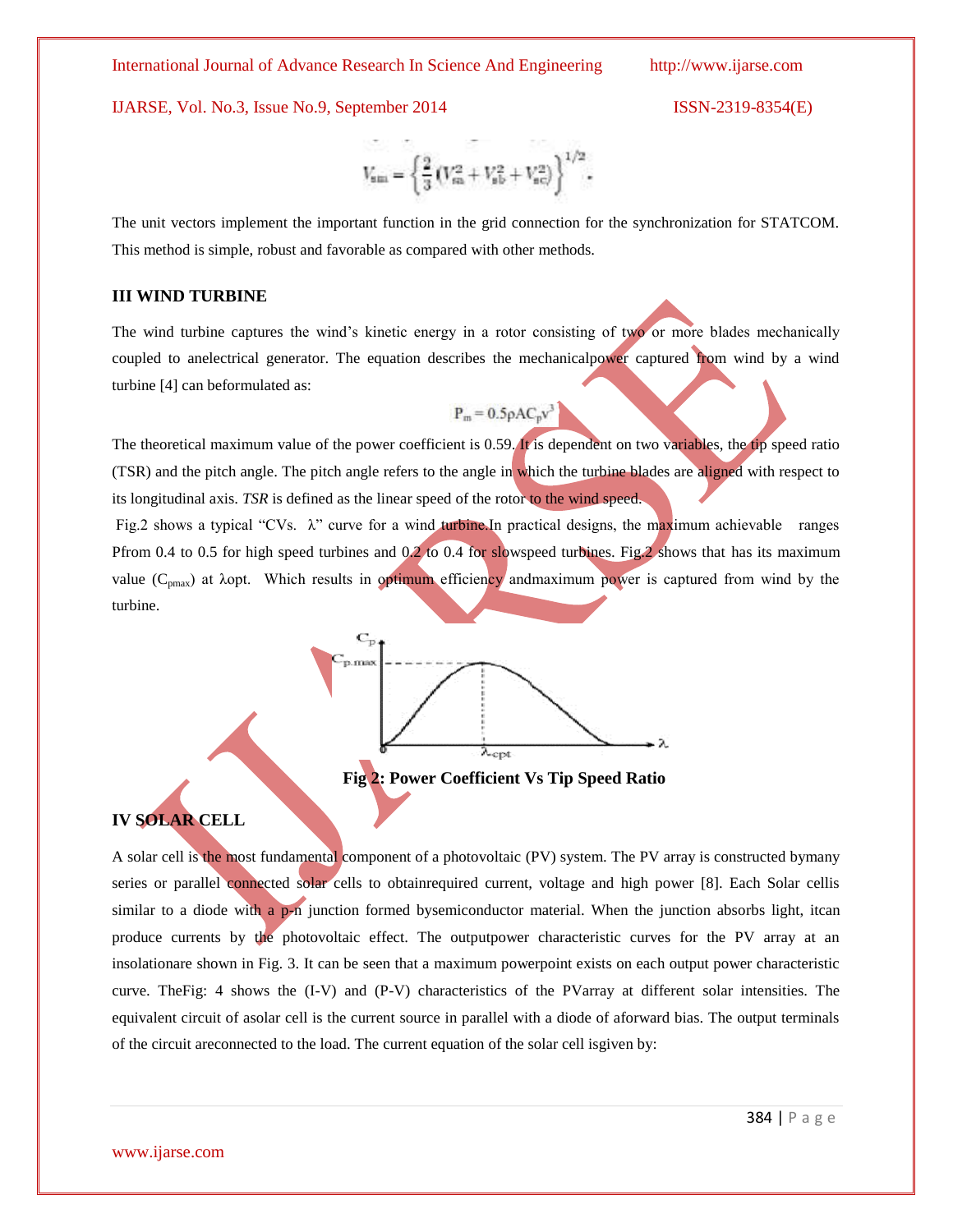$$V_{sm} = \left\{ \frac{2}{3} \left( V_{sa}^2 + V_{sb}^2 + V_{sc}^2 \right) \right\}^{1/2}.$$

The unit vectors implement the important function in the grid connection for the synchronization for STATCOM. This method is simple, robust and favorable as compared with other methods.

## III WIND TURBINE

The wind turbine captures the wind's kinetic energy in a rotor consisting of two or more blades mechanically coupled to anelectrical generator. The equation describes the mechanicalpower captured from wind by a wind turbine [4] can beformulated as:

$$P_m = 0.5 \rho A C_p v^3$$

The theoretical maximum value of the power coefficient is 0.59. It is dependent on two variables, the tip speed ratio (TSR) and the pitch angle. The pitch angle refers to the angle in which the turbine blades are aligned with respect to its longitudinal axis. *TSR* is defined as the linear speed of the rotor to the wind speed.

Fig.2 shows a typical "CVs. λ" curve for a wind turbine.In practical designs, the maximum achievable ranges Pfrom 0.4 to 0.5 for high speed turbines and 0.2 to 0.4 for slowspeed turbines. Fig.2 shows that has its maximum value ($C_{pmax}$) at λopt. Which results in optimum efficiency andmaximum power is captured from wind by the turbine.

**Fig 2: Power Coefficient Vs Tip Speed Ratio**

## IV SOLAR CELL

A solar cell is the most fundamental component of a photovoltaic (PV) system. The PV array is constructed bymany series or parallel connected solar cells to obtainrequired current, voltage and high power [8]. Each Solar cellis similar to a diode with a p-n junction formed bysemiconductor material. When the junction absorbs light, itcan produce currents by the photovoltaic effect. The outputpower characteristic curves for the PV array at an insolationare shown in Fig. 3. It can be seen that a maximum powerpoint exists on each output power characteristic curve. TheFig: 4 shows the (I-V) and (P-V) characteristics of the PVarray at different solar intensities. The equivalent circuit of asolar cell is the current source in parallel with a diode of aforward bias. The output terminals of the circuit areconnected to the load. The current equation of the solar cell isgiven by: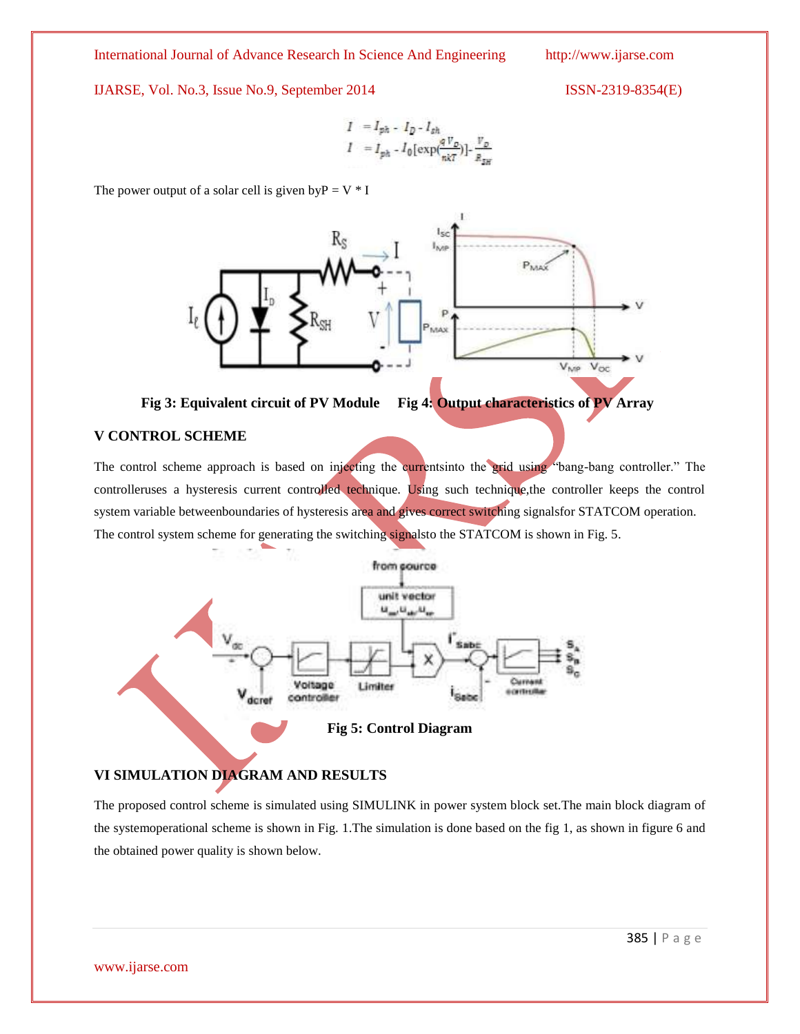$$I = I_{ph} - I_D - I_{sh}$$

$$I = I_{ph} - I_0[\exp(\frac{qV_D}{nkT})] - \frac{V_D}{R_{SH}}$$

The power output of a solar cell is given by $P = V * I$

**Fig 3: Equivalent circuit of PV Module     Fig 4: Output characteristics of PV Array**

## V CONTROL SCHEME

The control scheme approach is based on injecting the currentsinto the grid using "bang-bang controller." The controlleruses a hysteresis current controlled technique. Using such technique,the controller keeps the control system variable betweenboundaries of hysteresis area and gives correct switching signalsfor STATCOM operation. The control system scheme for generating the switching signalsto the STATCOM is shown in Fig. 5.

**Fig 5: Control Diagram**

## VI SIMULATION DIAGRAM AND RESULTS

The proposed control scheme is simulated using SIMULINK in power system block set.The main block diagram of the systemoperational scheme is shown in Fig. 1.The simulation is done based on the fig 1, as shown in figure 6 and the obtained power quality is shown below.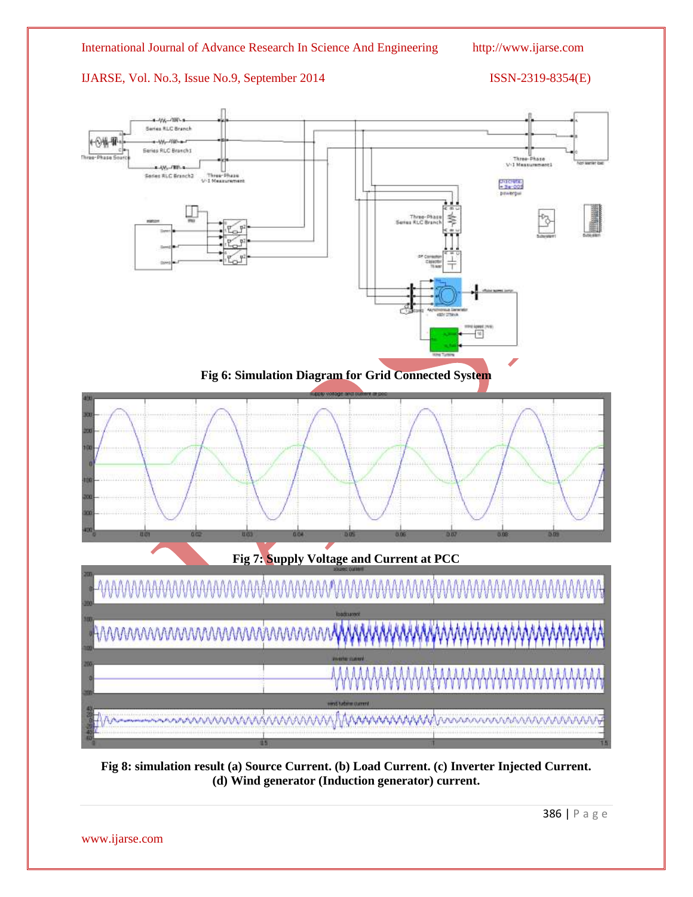**Fig 6: Simulation Diagram for Grid Connected System**

**Fig 7: Supply Voltage and Current at PCC**

**Fig 8: simulation result (a) Source Current. (b) Load Current. (c) Inverter Injected Current. (d) Wind generator (Induction generator) current.**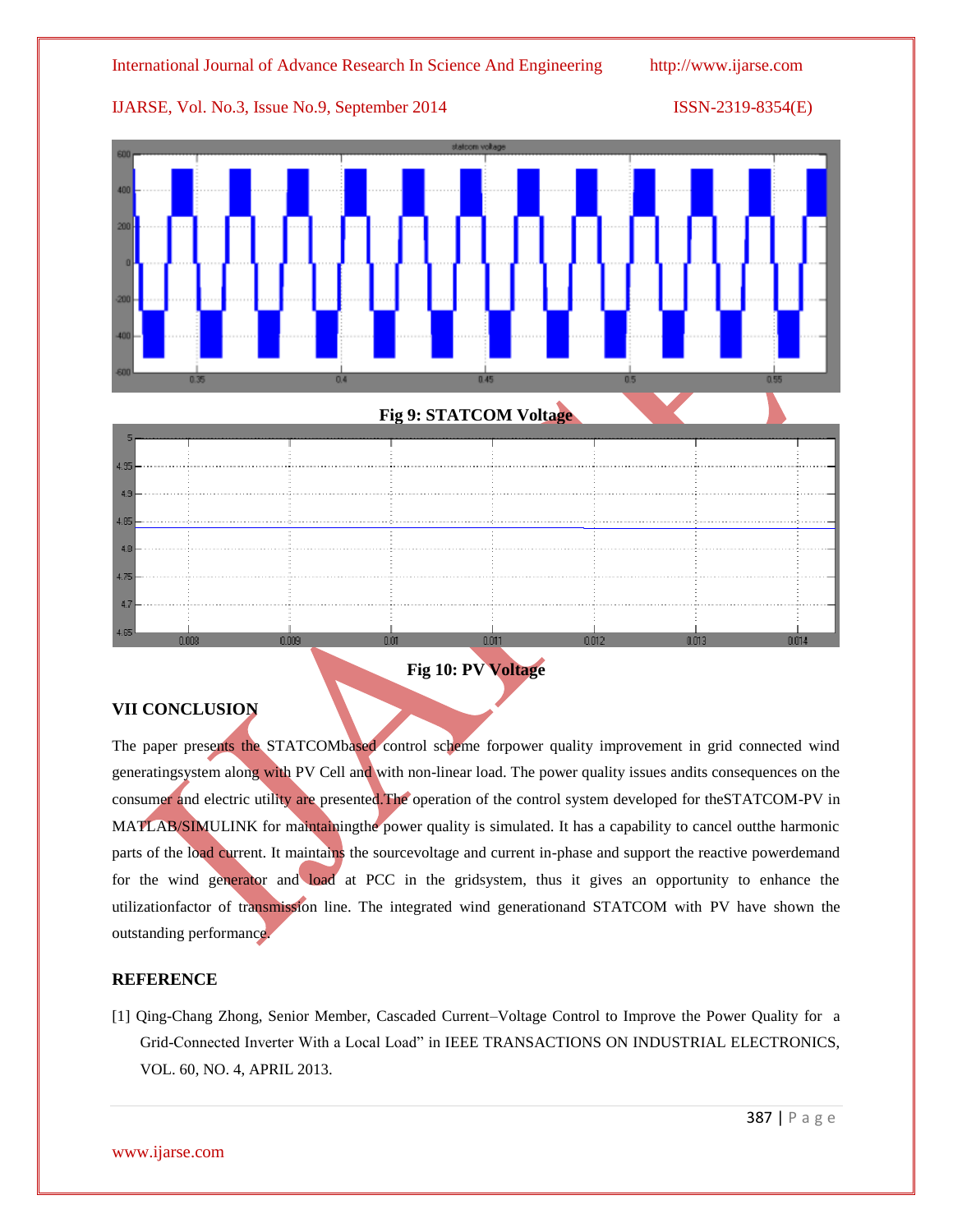Fig 9: STATCOM Voltage

Fig 10: PV Voltage

## VII CONCLUSION

The paper presents the STATCOMbased control scheme forpower quality improvement in grid connected wind generatingsystem along with PV Cell and with non-linear load. The power quality issues andits consequences on the consumer and electric utility are presented.The operation of the control system developed for theSTATCOM-PV in MATLAB/SIMULINK for maintainingthe power quality is simulated. It has a capability to cancel outthe harmonic parts of the load current. It maintains the sourcevoltage and current in-phase and support the reactive powerdemand for the wind generator and load at PCC in the gridsystem, thus it gives an opportunity to enhance the utilizationfactor of transmission line. The integrated wind generationand STATCOM with PV have shown the outstanding performance.

## REFERENCE

[1] Qing-Chang Zhong, Senior Member, Cascaded Current–Voltage Control to Improve the Power Quality for a Grid-Connected Inverter With a Local Load" in IEEE TRANSACTIONS ON INDUSTRIAL ELECTRONICS, VOL. 60, NO. 4, APRIL 2013.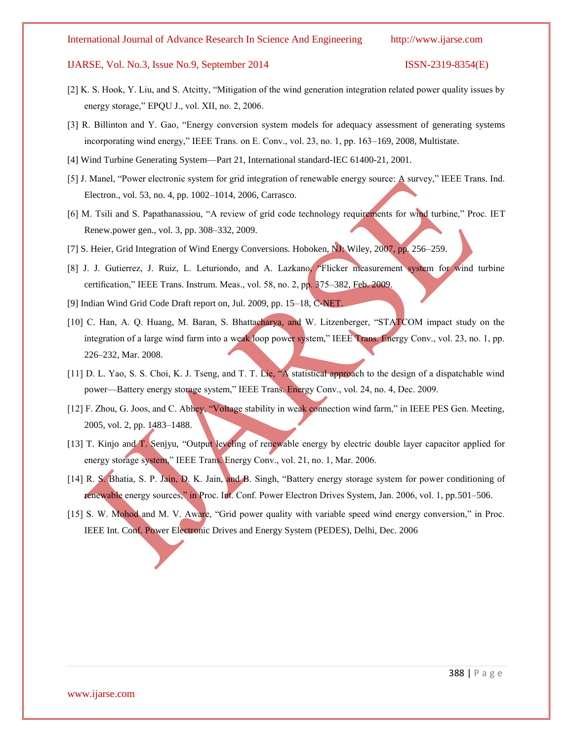[2] K. S. Hook, Y. Liu, and S. Atcitty, "Mitigation of the wind generation integration related power quality issues by energy storage," EPQU J., vol. XII, no. 2, 2006.

[3] R. Billinton and Y. Gao, "Energy conversion system models for adequacy assessment of generating systems incorporating wind energy," IEEE Trans. on E. Conv., vol. 23, no. 1, pp. 163–169, 2008, Multistate.

[4] Wind Turbine Generating System—Part 21, International standard-IEC 61400-21, 2001.

[5] J. Manel, "Power electronic system for grid integration of renewable energy source: A survey," IEEE Trans. Ind. Electron., vol. 53, no. 4, pp. 1002–1014, 2006, Carrasco.

[6] M. Tsili and S. Papathanassiou, "A review of grid code technology requirements for wind turbine," Proc. IET Renew.power gen., vol. 3, pp. 308–332, 2009.

[7] S. Heier, Grid Integration of Wind Energy Conversions. Hoboken, NJ: Wiley, 2007, pp. 256–259.

[8] J. J. Gutierrez, J. Ruiz, L. Leturiondo, and A. Lazkano, "Flicker measurement system for wind turbine certification," IEEE Trans. Instrum. Meas., vol. 58, no. 2, pp. 375–382, Feb. 2009.

[9] Indian Wind Grid Code Draft report on, Jul. 2009, pp. 15–18, C-NET.

[10] C. Han, A. Q. Huang, M. Baran, S. Bhattacharya, and W. Litzenberger, "STATCOM impact study on the integration of a large wind farm into a weak loop power system," IEEE Trans. Energy Conv., vol. 23, no. 1, pp. 226–232, Mar. 2008.

[11] D. L. Yao, S. S. Choi, K. J. Tseng, and T. T. Lie, "A statistical approach to the design of a dispatchable wind power—Battery energy storage system," IEEE Trans. Energy Conv., vol. 24, no. 4, Dec. 2009.

[12] F. Zhou, G. Joos, and C. Abhey, "Voltage stability in weak connection wind farm," in IEEE PES Gen. Meeting, 2005, vol. 2, pp. 1483–1488.

[13] T. Kinjo and T. Senjyu, "Output leveling of renewable energy by electric double layer capacitor applied for energy storage system," IEEE Trans. Energy Conv., vol. 21, no. 1, Mar. 2006.

[14] R. S. Bhatia, S. P. Jain, D. K. Jain, and B. Singh, "Battery energy storage system for power conditioning of renewable energy sources," in Proc. Int. Conf. Power Electron Drives System, Jan. 2006, vol. 1, pp.501–506.

[15] S. W. Mohod and M. V. Aware, "Grid power quality with variable speed wind energy conversion," in Proc. IEEE Int. Conf. Power Electronic Drives and Energy System (PEDES), Delhi, Dec. 2006